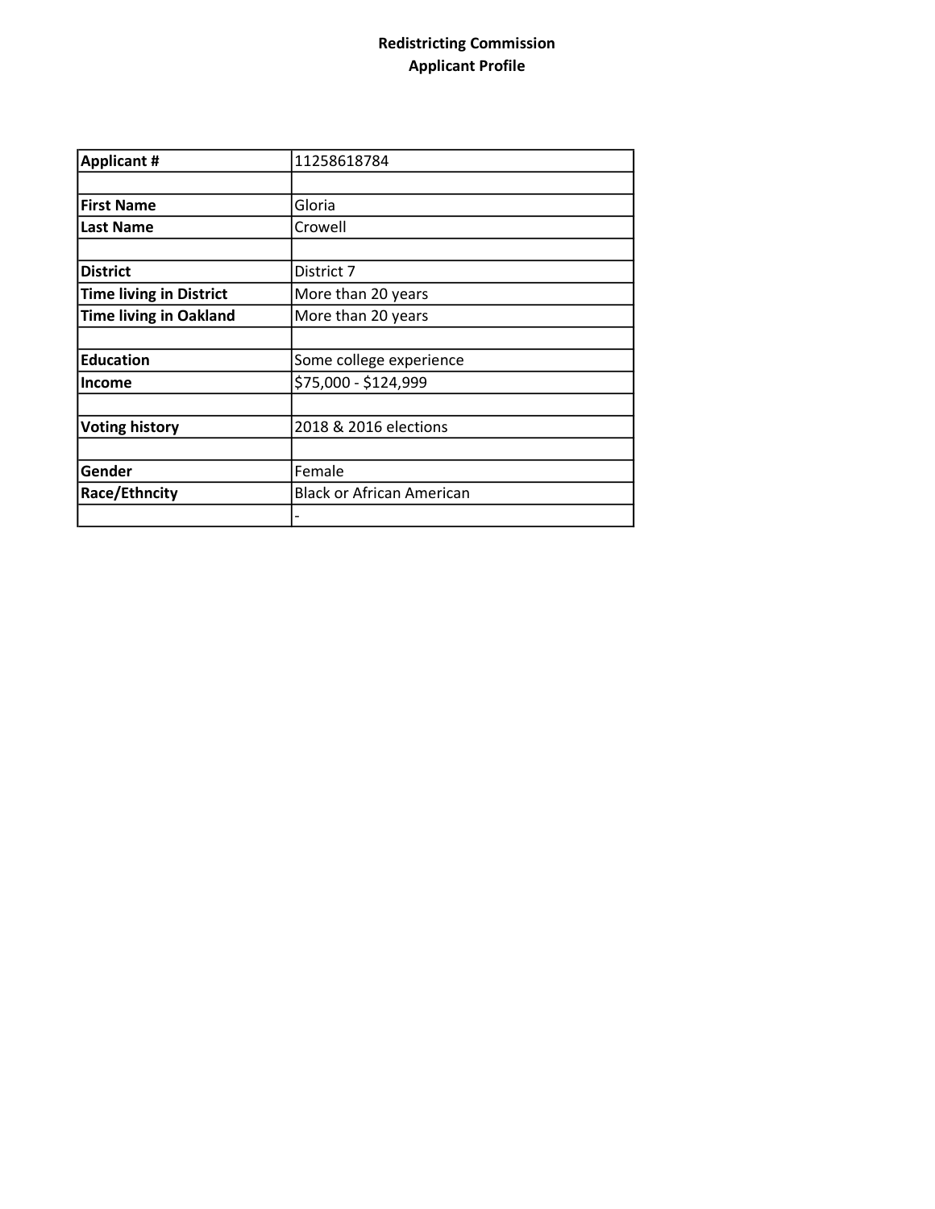**Redistricting Commission**
**Applicant Profile**

| | |
|---|---|
| **Applicant #** | 11258618784 |
| | |
| **First Name** | Gloria |
| **Last Name** | Crowell |
| | |
| **District** | District 7 |
| **Time living in District** | More than 20 years |
| **Time living in Oakland** | More than 20 years |
| | |
| **Education** | Some college experience |
| **Income** | $75,000 - $124,999 |
| | |
| **Voting history** | 2018 & 2016 elections |
| | |
| **Gender** | Female |
| **Race/Ethncity** | Black or African American |
| | - |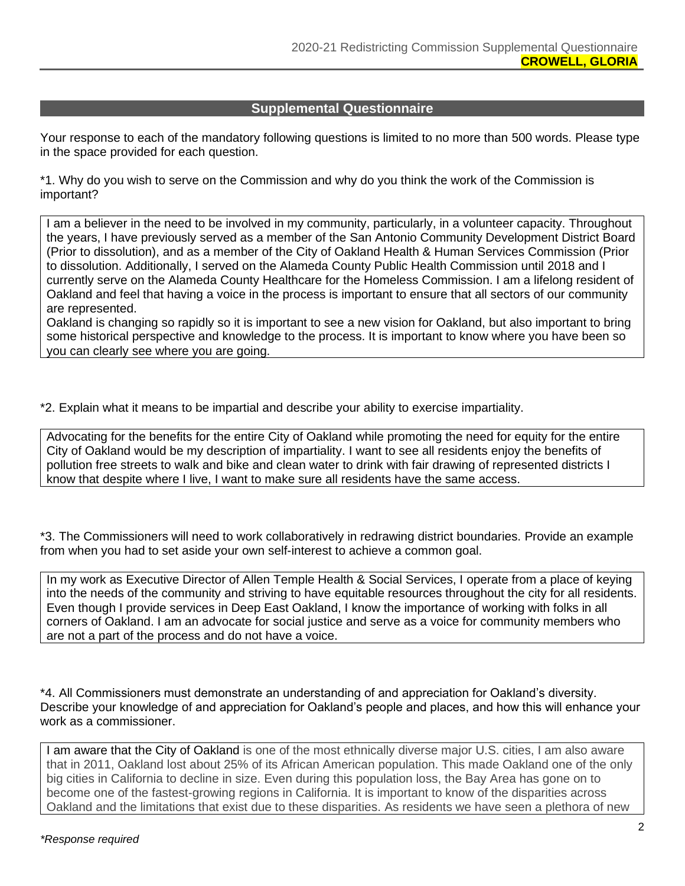## Supplemental Questionnaire

Your response to each of the mandatory following questions is limited to no more than 500 words. Please type in the space provided for each question.

*1. Why do you wish to serve on the Commission and why do you think the work of the Commission is important?

I am a believer in the need to be involved in my community, particularly, in a volunteer capacity. Throughout the years, I have previously served as a member of the San Antonio Community Development District Board (Prior to dissolution), and as a member of the City of Oakland Health & Human Services Commission (Prior to dissolution. Additionally, I served on the Alameda County Public Health Commission until 2018 and I currently serve on the Alameda County Healthcare for the Homeless Commission. I am a lifelong resident of Oakland and feel that having a voice in the process is important to ensure that all sectors of our community are represented.
Oakland is changing so rapidly so it is important to see a new vision for Oakland, but also important to bring some historical perspective and knowledge to the process. It is important to know where you have been so you can clearly see where you are going.

*2. Explain what it means to be impartial and describe your ability to exercise impartiality.

Advocating for the benefits for the entire City of Oakland while promoting the need for equity for the entire City of Oakland would be my description of impartiality. I want to see all residents enjoy the benefits of pollution free streets to walk and bike and clean water to drink with fair drawing of represented districts I know that despite where I live, I want to make sure all residents have the same access.

*3. The Commissioners will need to work collaboratively in redrawing district boundaries. Provide an example from when you had to set aside your own self-interest to achieve a common goal.

In my work as Executive Director of Allen Temple Health & Social Services, I operate from a place of keying into the needs of the community and striving to have equitable resources throughout the city for all residents. Even though I provide services in Deep East Oakland, I know the importance of working with folks in all corners of Oakland. I am an advocate for social justice and serve as a voice for community members who are not a part of the process and do not have a voice.

*4. All Commissioners must demonstrate an understanding of and appreciation for Oakland's diversity. Describe your knowledge of and appreciation for Oakland's people and places, and how this will enhance your work as a commissioner.

I am aware that the City of Oakland is one of the most ethnically diverse major U.S. cities, I am also aware that in 2011, Oakland lost about 25% of its African American population. This made Oakland one of the only big cities in California to decline in size. Even during this population loss, the Bay Area has gone on to become one of the fastest-growing regions in California. It is important to know of the disparities across Oakland and the limitations that exist due to these disparities. As residents we have seen a plethora of new

*\*Response required*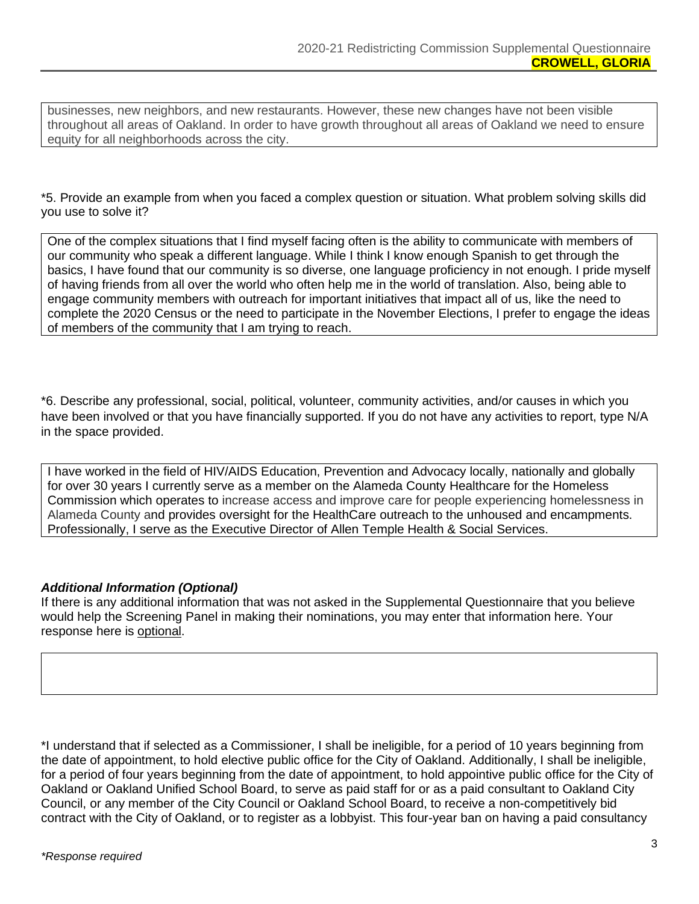businesses, new neighbors, and new restaurants. However, these new changes have not been visible throughout all areas of Oakland. In order to have growth throughout all areas of Oakland we need to ensure equity for all neighborhoods across the city.

*5. Provide an example from when you faced a complex question or situation. What problem solving skills did you use to solve it?

One of the complex situations that I find myself facing often is the ability to communicate with members of our community who speak a different language. While I think I know enough Spanish to get through the basics, I have found that our community is so diverse, one language proficiency in not enough. I pride myself of having friends from all over the world who often help me in the world of translation. Also, being able to engage community members with outreach for important initiatives that impact all of us, like the need to complete the 2020 Census or the need to participate in the November Elections, I prefer to engage the ideas of members of the community that I am trying to reach.

*6. Describe any professional, social, political, volunteer, community activities, and/or causes in which you have been involved or that you have financially supported. If you do not have any activities to report, type N/A in the space provided.

I have worked in the field of HIV/AIDS Education, Prevention and Advocacy locally, nationally and globally for over 30 years I currently serve as a member on the Alameda County Healthcare for the Homeless Commission which operates to increase access and improve care for people experiencing homelessness in Alameda County and provides oversight for the HealthCare outreach to the unhoused and encampments. Professionally, I serve as the Executive Director of Allen Temple Health & Social Services.

***Additional Information (Optional)***

If there is any additional information that was not asked in the Supplemental Questionnaire that you believe would help the Screening Panel in making their nominations, you may enter that information here. Your response here is optional.

*I understand that if selected as a Commissioner, I shall be ineligible, for a period of 10 years beginning from the date of appointment, to hold elective public office for the City of Oakland. Additionally, I shall be ineligible, for a period of four years beginning from the date of appointment, to hold appointive public office for the City of Oakland or Oakland Unified School Board, to serve as paid staff for or as a paid consultant to Oakland City Council, or any member of the City Council or Oakland School Board, to receive a non-competitively bid contract with the City of Oakland, or to register as a lobbyist. This four-year ban on having a paid consultancy

*\*Response required*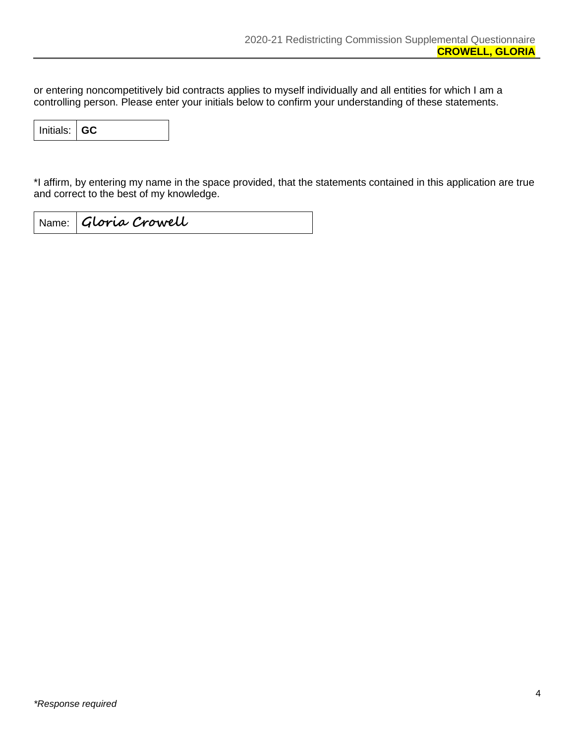or entering noncompetitively bid contracts applies to myself individually and all entities for which I am a controlling person. Please enter your initials below to confirm your understanding of these statements.

| | |
|---|---|
| Initials: | **GC** |

*I affirm, by entering my name in the space provided, that the statements contained in this application are true and correct to the best of my knowledge.

| | |
|---|---|
| Name: | **Gloria Crowell** |

*\*Response required*